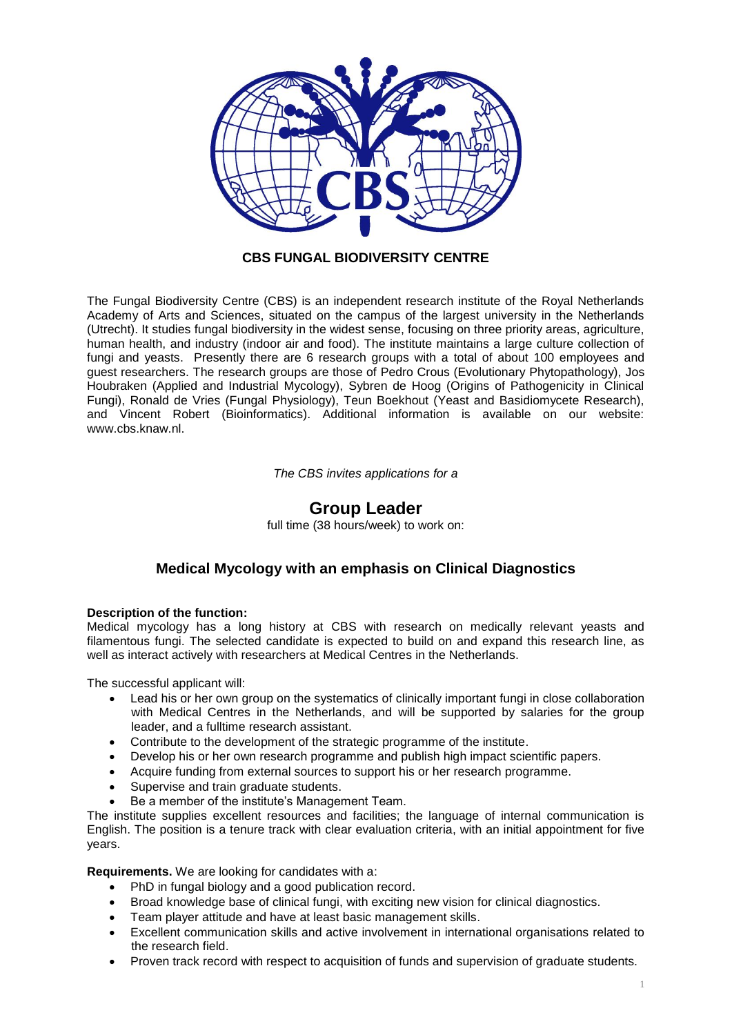**CBS FUNGAL BIODIVERSITY CENTRE**

The Fungal Biodiversity Centre (CBS) is an independent research institute of the Royal Netherlands Academy of Arts and Sciences, situated on the campus of the largest university in the Netherlands (Utrecht). It studies fungal biodiversity in the widest sense, focusing on three priority areas, agriculture, human health, and industry (indoor air and food). The institute maintains a large culture collection of fungi and yeasts. Presently there are 6 research groups with a total of about 100 employees and guest researchers. The research groups are those of Pedro Crous (Evolutionary Phytopathology), Jos Houbraken (Applied and Industrial Mycology), Sybren de Hoog (Origins of Pathogenicity in Clinical Fungi), Ronald de Vries (Fungal Physiology), Teun Boekhout (Yeast and Basidiomycete Research), and Vincent Robert (Bioinformatics). Additional information is available on our website: www.cbs.knaw.nl.

*The CBS invites applications for a*

# Group Leader

full time (38 hours/week) to work on:

## Medical Mycology with an emphasis on Clinical Diagnostics

**Description of the function:**
Medical mycology has a long history at CBS with research on medically relevant yeasts and filamentous fungi. The selected candidate is expected to build on and expand this research line, as well as interact actively with researchers at Medical Centres in the Netherlands.

The successful applicant will:

- Lead his or her own group on the systematics of clinically important fungi in close collaboration with Medical Centres in the Netherlands, and will be supported by salaries for the group leader, and a fulltime research assistant.
- Contribute to the development of the strategic programme of the institute.
- Develop his or her own research programme and publish high impact scientific papers.
- Acquire funding from external sources to support his or her research programme.
- Supervise and train graduate students.
- Be a member of the institute's Management Team.

The institute supplies excellent resources and facilities; the language of internal communication is English. The position is a tenure track with clear evaluation criteria, with an initial appointment for five years.

**Requirements.** We are looking for candidates with a:

- PhD in fungal biology and a good publication record.
- Broad knowledge base of clinical fungi, with exciting new vision for clinical diagnostics.
- Team player attitude and have at least basic management skills.
- Excellent communication skills and active involvement in international organisations related to the research field.
- Proven track record with respect to acquisition of funds and supervision of graduate students.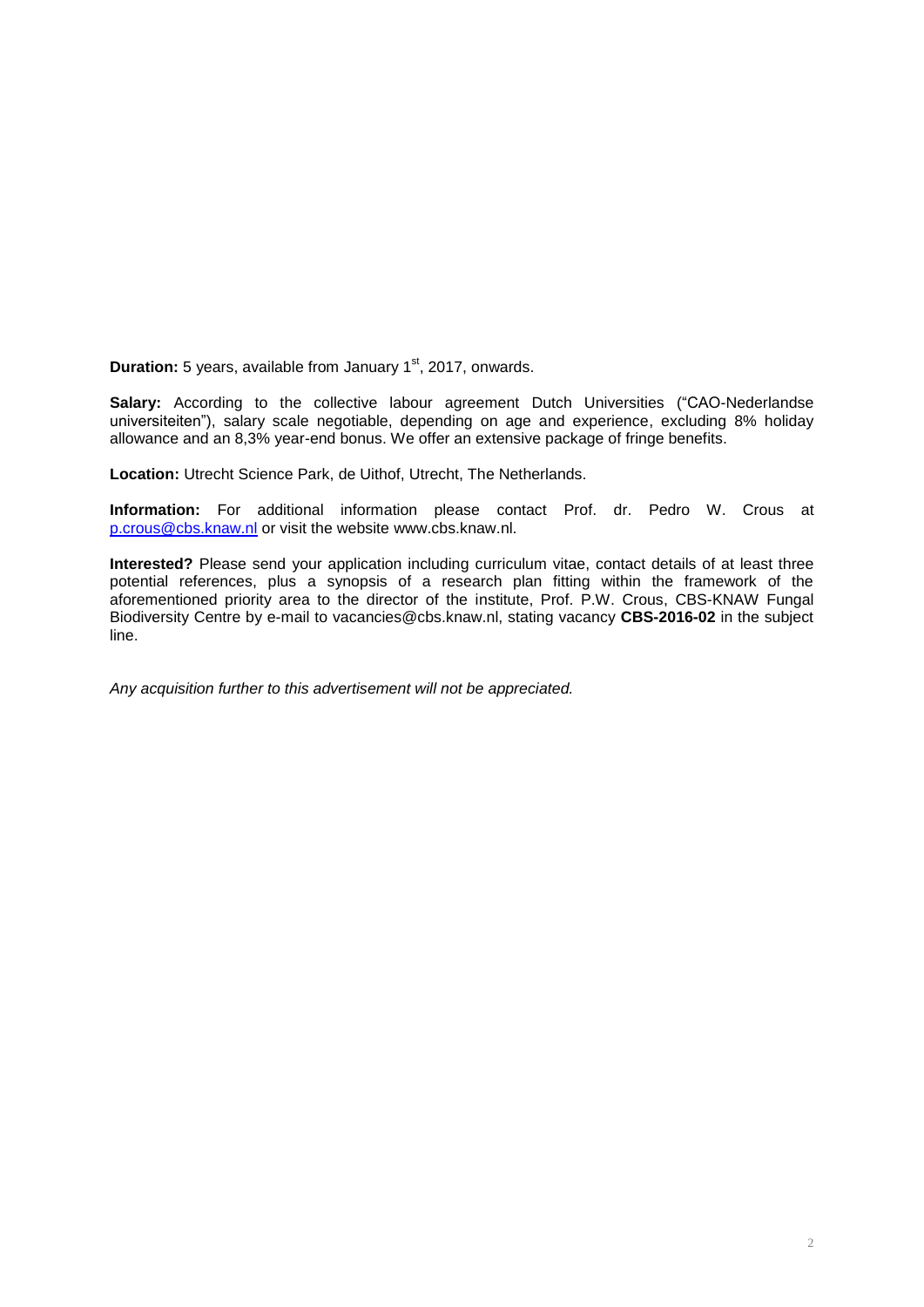**Duration:** 5 years, available from January 1st, 2017, onwards.

**Salary:** According to the collective labour agreement Dutch Universities ("CAO-Nederlandse universiteiten"), salary scale negotiable, depending on age and experience, excluding 8% holiday allowance and an 8,3% year-end bonus. We offer an extensive package of fringe benefits.

**Location:** Utrecht Science Park, de Uithof, Utrecht, The Netherlands.

**Information:** For additional information please contact Prof. dr. Pedro W. Crous at p.crous@cbs.knaw.nl or visit the website www.cbs.knaw.nl.

**Interested?** Please send your application including curriculum vitae, contact details of at least three potential references, plus a synopsis of a research plan fitting within the framework of the aforementioned priority area to the director of the institute, Prof. P.W. Crous, CBS-KNAW Fungal Biodiversity Centre by e-mail to vacancies@cbs.knaw.nl, stating vacancy **CBS-2016-02** in the subject line.

*Any acquisition further to this advertisement will not be appreciated.*